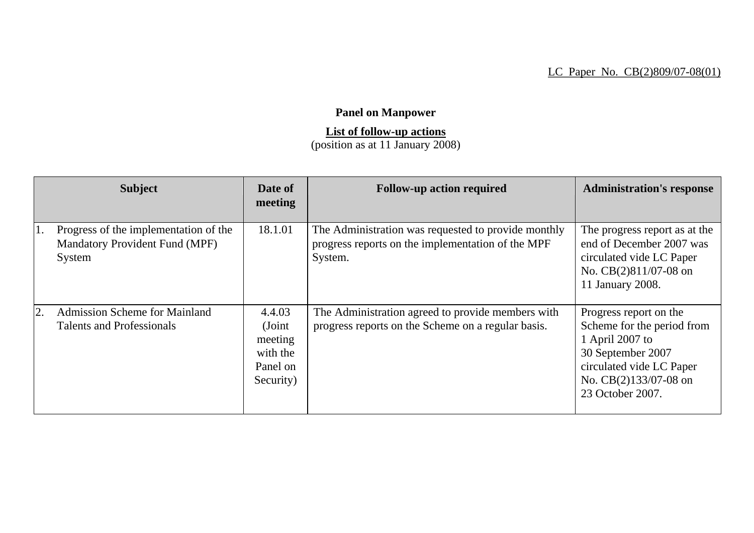LC Paper No. CB(2)809/07-08(01)

**Panel on Manpower**

**List of follow-up actions**
(position as at 11 January 2008)

| Subject | Date of meeting | Follow-up action required | Administration's response |
|---|---|---|---|
| 1. Progress of the implementation of the Mandatory Provident Fund (MPF) System | 18.1.01 | The Administration was requested to provide monthly progress reports on the implementation of the MPF System. | The progress report as at the end of December 2007 was circulated vide LC Paper No. CB(2)811/07-08 on 11 January 2008. |
| 2. Admission Scheme for Mainland Talents and Professionals | 4.4.03 (Joint meeting with the Panel on Security) | The Administration agreed to provide members with progress reports on the Scheme on a regular basis. | Progress report on the Scheme for the period from 1 April 2007 to 30 September 2007 circulated vide LC Paper No. CB(2)133/07-08 on 23 October 2007. |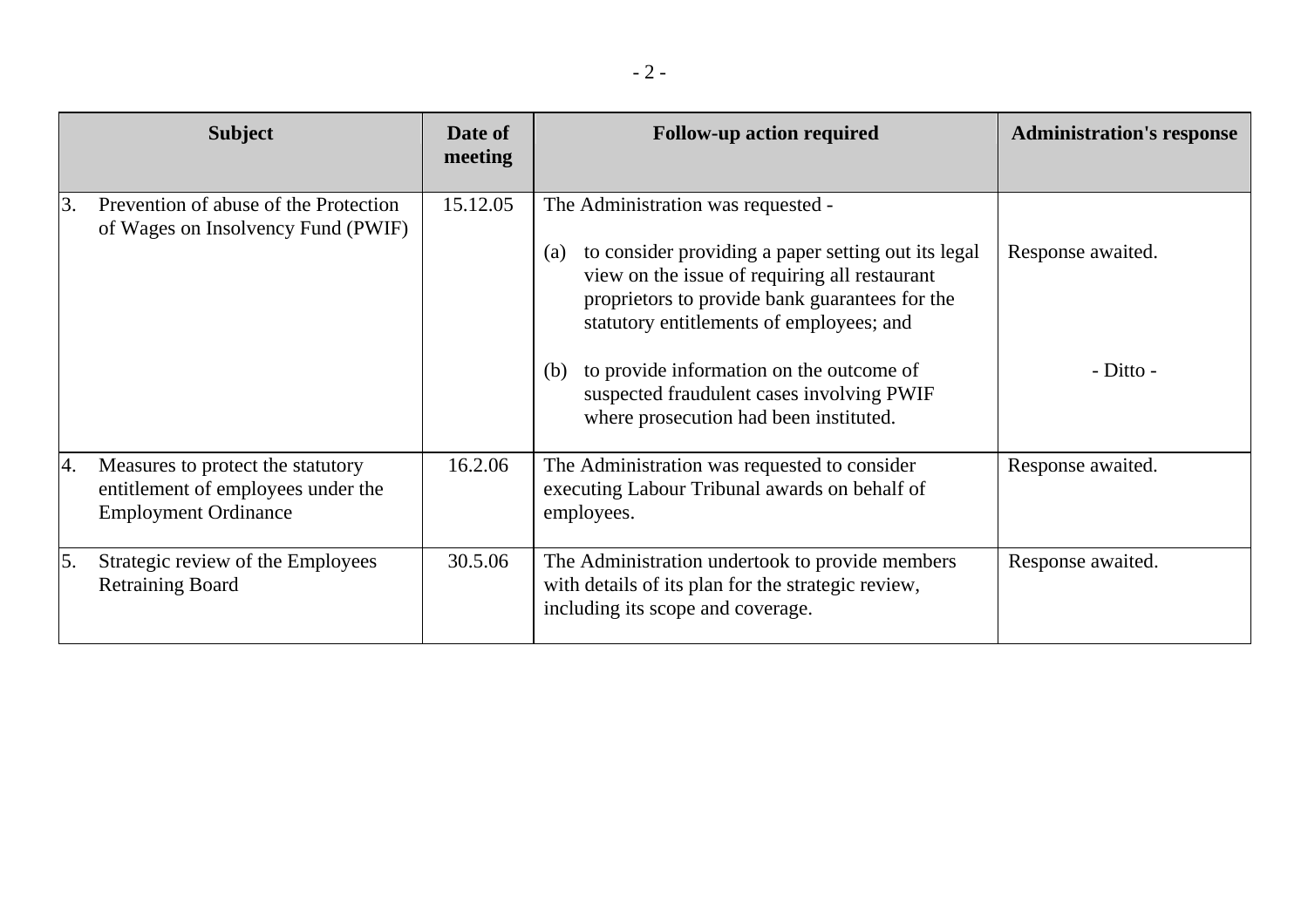| Subject | Date of meeting | Follow-up action required | Administration's response |
|---|---|---|---|
| 3. Prevention of abuse of the Protection of Wages on Insolvency Fund (PWIF) | 15.12.05 | The Administration was requested - | |
| | | (a) to consider providing a paper setting out its legal view on the issue of requiring all restaurant proprietors to provide bank guarantees for the statutory entitlements of employees; and | Response awaited. |
| | | (b) to provide information on the outcome of suspected fraudulent cases involving PWIF where prosecution had been instituted. | - Ditto - |
| 4. Measures to protect the statutory entitlement of employees under the Employment Ordinance | 16.2.06 | The Administration was requested to consider executing Labour Tribunal awards on behalf of employees. | Response awaited. |
| 5. Strategic review of the Employees Retraining Board | 30.5.06 | The Administration undertook to provide members with details of its plan for the strategic review, including its scope and coverage. | Response awaited. |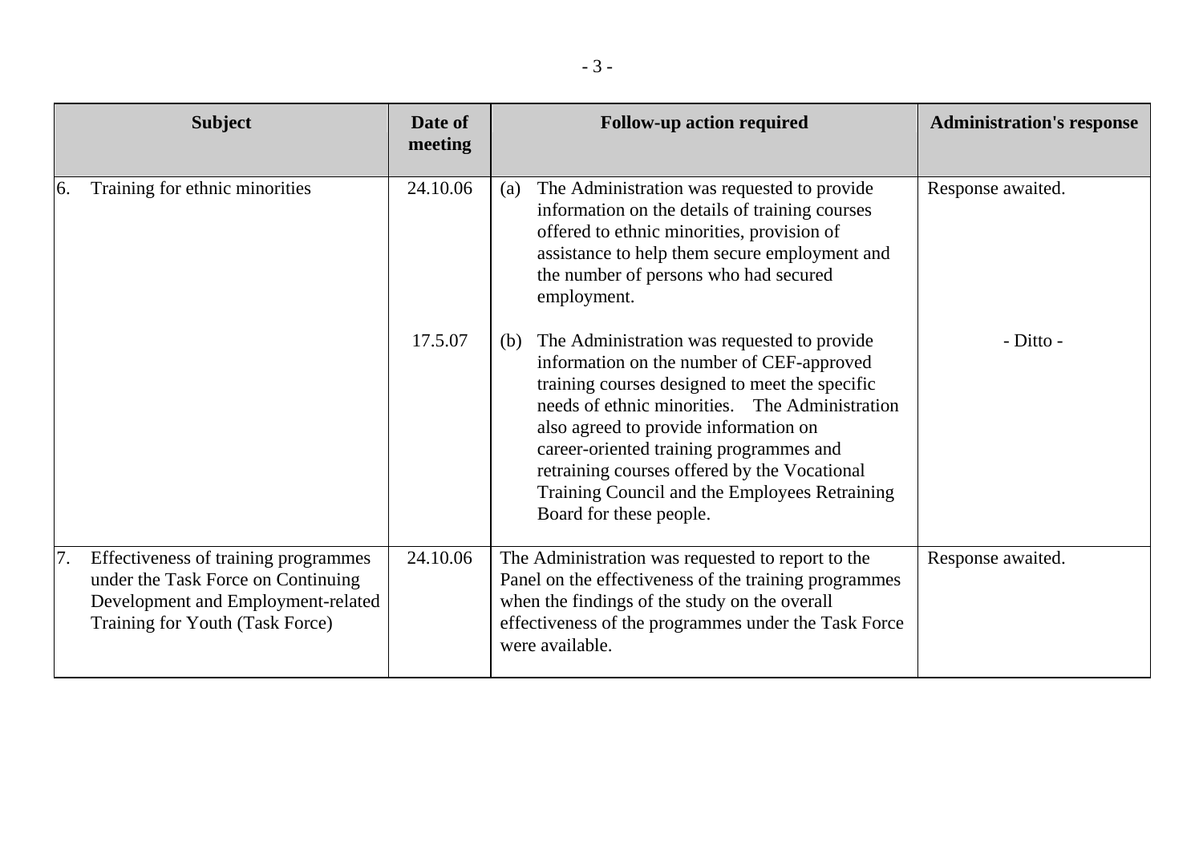| Subject | Date of meeting | Follow-up action required | Administration's response |
|---|---|---|---|
| 6. Training for ethnic minorities | 24.10.06 | (a) The Administration was requested to provide information on the details of training courses offered to ethnic minorities, provision of assistance to help them secure employment and the number of persons who had secured employment. | Response awaited. |
| | 17.5.07 | (b) The Administration was requested to provide information on the number of CEF-approved training courses designed to meet the specific needs of ethnic minorities. The Administration also agreed to provide information on career-oriented training programmes and retraining courses offered by the Vocational Training Council and the Employees Retraining Board for these people. | - Ditto - |
| 7. Effectiveness of training programmes under the Task Force on Continuing Development and Employment-related Training for Youth (Task Force) | 24.10.06 | The Administration was requested to report to the Panel on the effectiveness of the training programmes when the findings of the study on the overall effectiveness of the programmes under the Task Force were available. | Response awaited. |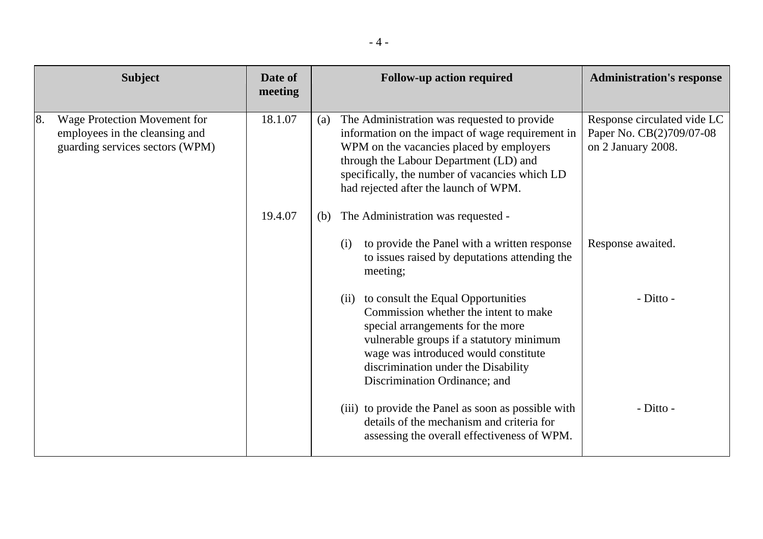| Subject | Date of meeting | Follow-up action required | Administration's response |
|---|---|---|---|
| 8. Wage Protection Movement for employees in the cleansing and guarding services sectors (WPM) | 18.1.07 | (a) The Administration was requested to provide information on the impact of wage requirement in WPM on the vacancies placed by employers through the Labour Department (LD) and specifically, the number of vacancies which LD had rejected after the launch of WPM. | Response circulated vide LC Paper No. CB(2)709/07-08 on 2 January 2008. |
| | 19.4.07 | (b) The Administration was requested - | |
| | | (i) to provide the Panel with a written response to issues raised by deputations attending the meeting; | Response awaited. |
| | | (ii) to consult the Equal Opportunities Commission whether the intent to make special arrangements for the more vulnerable groups if a statutory minimum wage was introduced would constitute discrimination under the Disability Discrimination Ordinance; and | - Ditto - |
| | | (iii) to provide the Panel as soon as possible with details of the mechanism and criteria for assessing the overall effectiveness of WPM. | - Ditto - |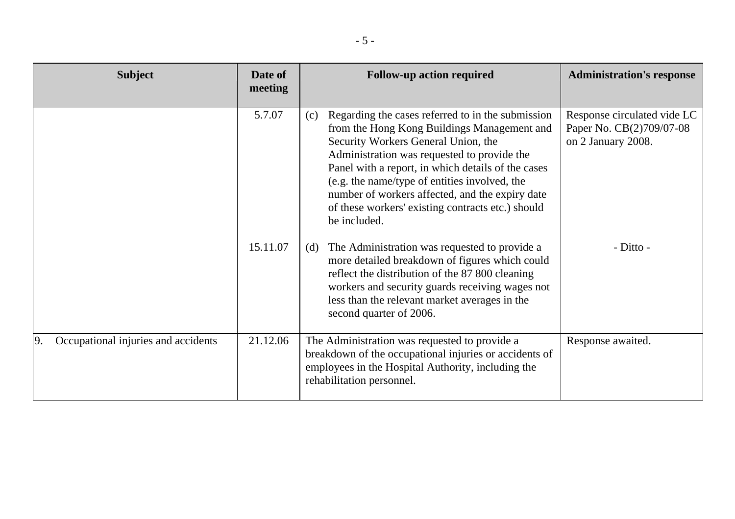| Subject | Date of meeting | Follow-up action required | Administration's response |
|---|---|---|---|
| | 5.7.07 | (c) Regarding the cases referred to in the submission from the Hong Kong Buildings Management and Security Workers General Union, the Administration was requested to provide the Panel with a report, in which details of the cases (e.g. the name/type of entities involved, the number of workers affected, and the expiry date of these workers' existing contracts etc.) should be included. | Response circulated vide LC Paper No. CB(2)709/07-08 on 2 January 2008. |
| | 15.11.07 | (d) The Administration was requested to provide a more detailed breakdown of figures which could reflect the distribution of the 87 800 cleaning workers and security guards receiving wages not less than the relevant market averages in the second quarter of 2006. | - Ditto - |
| 9. Occupational injuries and accidents | 21.12.06 | The Administration was requested to provide a breakdown of the occupational injuries or accidents of employees in the Hospital Authority, including the rehabilitation personnel. | Response awaited. |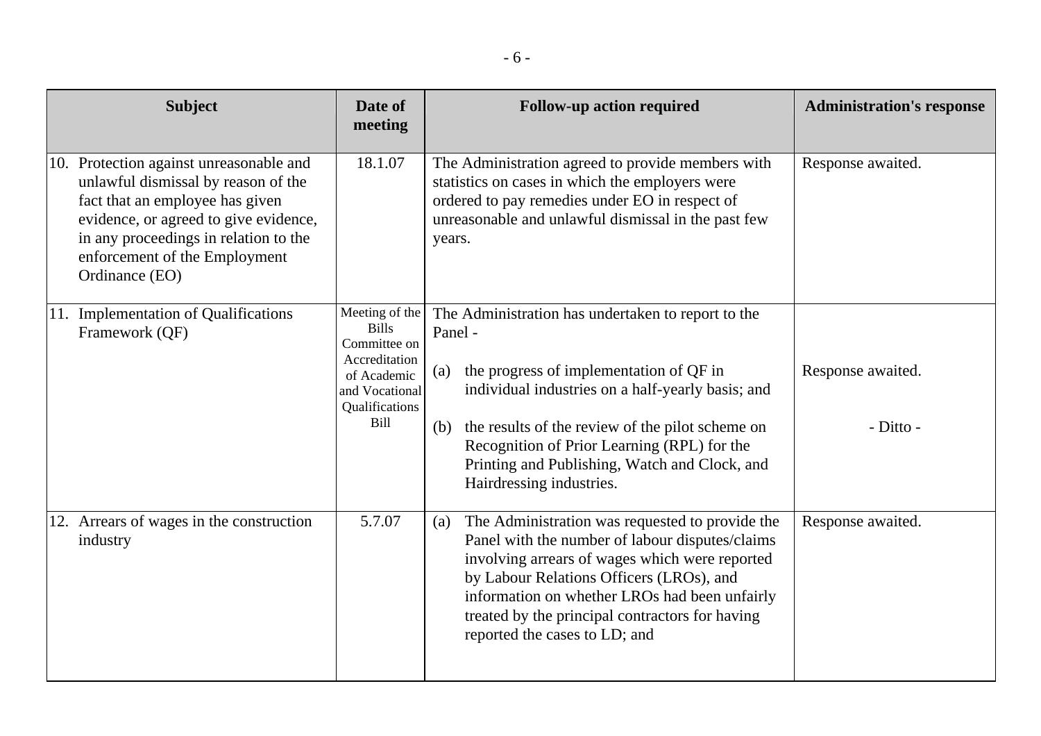| Subject | Date of meeting | Follow-up action required | Administration's response |
|---|---|---|---|
| 10. Protection against unreasonable and unlawful dismissal by reason of the fact that an employee has given evidence, or agreed to give evidence, in any proceedings in relation to the enforcement of the Employment Ordinance (EO) | 18.1.07 | The Administration agreed to provide members with statistics on cases in which the employers were ordered to pay remedies under EO in respect of unreasonable and unlawful dismissal in the past few years. | Response awaited. |
| 11. Implementation of Qualifications Framework (QF) | Meeting of the Bills Committee on Accreditation of Academic and Vocational Qualifications Bill | The Administration has undertaken to report to the Panel - | |
| | | (a) the progress of implementation of QF in individual industries on a half-yearly basis; and | Response awaited. |
| | | (b) the results of the review of the pilot scheme on Recognition of Prior Learning (RPL) for the Printing and Publishing, Watch and Clock, and Hairdressing industries. | - Ditto - |
| 12. Arrears of wages in the construction industry | 5.7.07 | (a) The Administration was requested to provide the Panel with the number of labour disputes/claims involving arrears of wages which were reported by Labour Relations Officers (LROs), and information on whether LROs had been unfairly treated by the principal contractors for having reported the cases to LD; and | Response awaited. |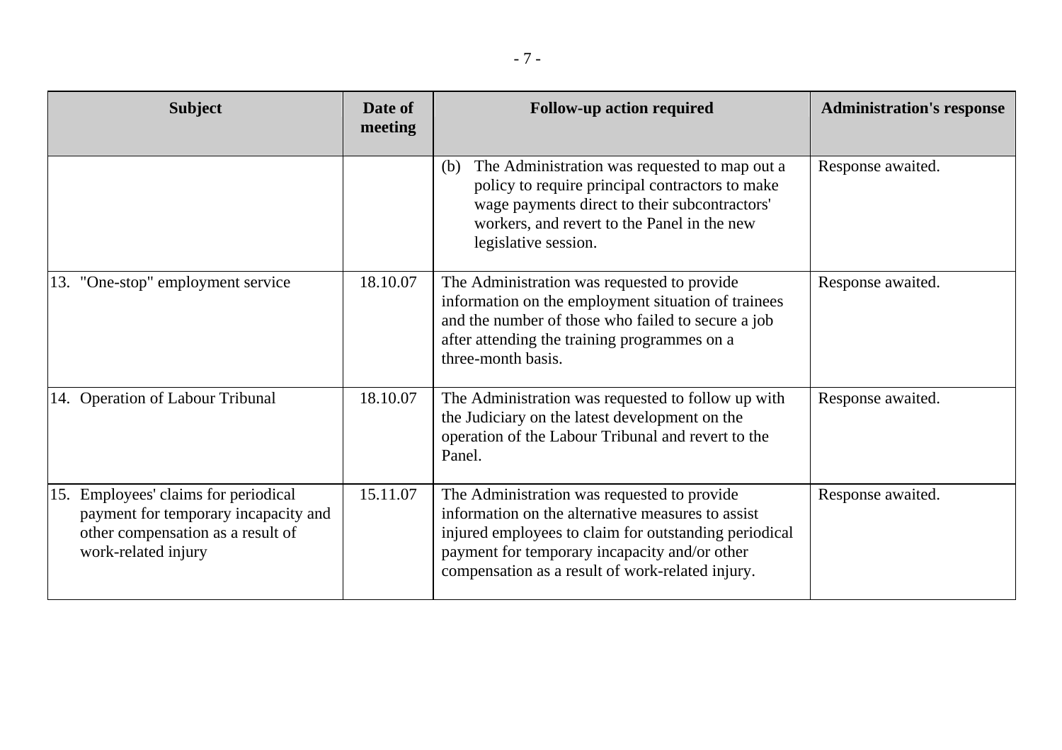| Subject | Date of meeting | Follow-up action required | Administration's response |
|---|---|---|---|
| | | (b) The Administration was requested to map out a policy to require principal contractors to make wage payments direct to their subcontractors' workers, and revert to the Panel in the new legislative session. | Response awaited. |
| 13. "One-stop" employment service | 18.10.07 | The Administration was requested to provide information on the employment situation of trainees and the number of those who failed to secure a job after attending the training programmes on a three-month basis. | Response awaited. |
| 14. Operation of Labour Tribunal | 18.10.07 | The Administration was requested to follow up with the Judiciary on the latest development on the operation of the Labour Tribunal and revert to the Panel. | Response awaited. |
| 15. Employees' claims for periodical payment for temporary incapacity and other compensation as a result of work-related injury | 15.11.07 | The Administration was requested to provide information on the alternative measures to assist injured employees to claim for outstanding periodical payment for temporary incapacity and/or other compensation as a result of work-related injury. | Response awaited. |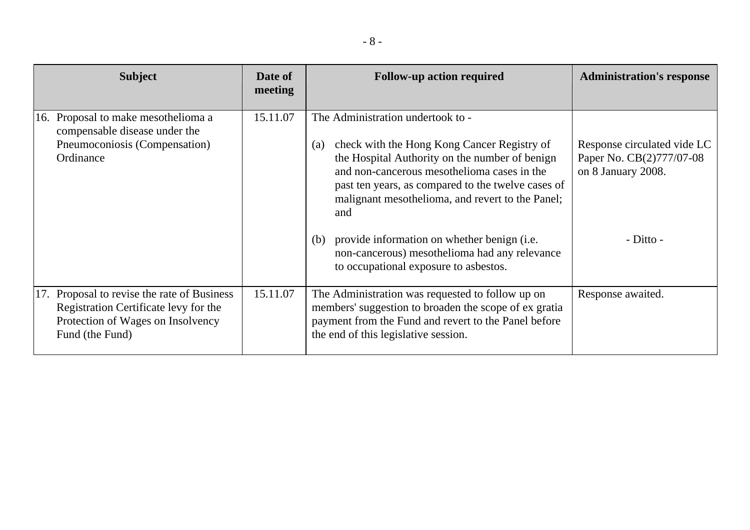| Subject | Date of meeting | Follow-up action required | Administration's response |
|---|---|---|---|
| 16. Proposal to make mesothelioma a compensable disease under the Pneumoconiosis (Compensation) Ordinance | 15.11.07 | The Administration undertook to -<br><br>(a) check with the Hong Kong Cancer Registry of the Hospital Authority on the number of benign and non-cancerous mesothelioma cases in the past ten years, as compared to the twelve cases of malignant mesothelioma, and revert to the Panel; and<br><br>(b) provide information on whether benign (i.e. non-cancerous) mesothelioma had any relevance to occupational exposure to asbestos. | <br><br>Response circulated vide LC Paper No. CB(2)777/07-08 on 8 January 2008.<br><br><br><br>- Ditto - |
| 17. Proposal to revise the rate of Business Registration Certificate levy for the Protection of Wages on Insolvency Fund (the Fund) | 15.11.07 | The Administration was requested to follow up on members' suggestion to broaden the scope of ex gratia payment from the Fund and revert to the Panel before the end of this legislative session. | Response awaited. |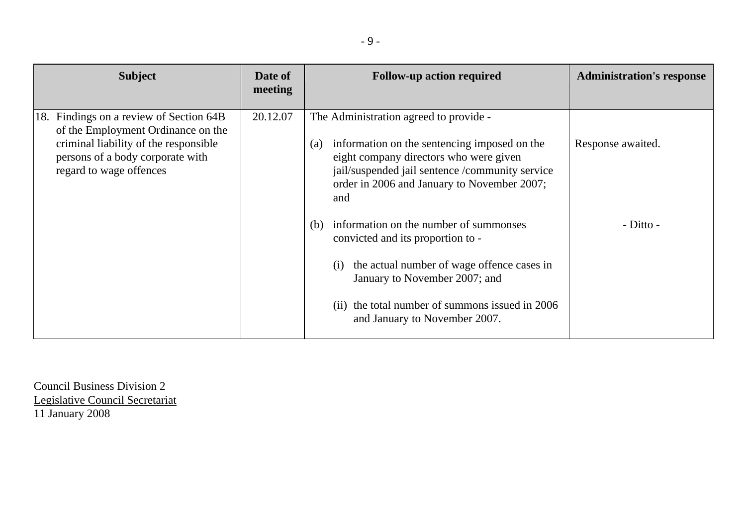| Subject | Date of meeting | Follow-up action required | Administration's response |
|---|---|---|---|
| 18. Findings on a review of Section 64B of the Employment Ordinance on the criminal liability of the responsible persons of a body corporate with regard to wage offences | 20.12.07 | The Administration agreed to provide - | |
| | | (a) information on the sentencing imposed on the eight company directors who were given jail/suspended jail sentence /community service order in 2006 and January to November 2007; and | Response awaited. |
| | | (b) information on the number of summonses convicted and its proportion to - <br> (i) the actual number of wage offence cases in January to November 2007; and <br> (ii) the total number of summons issued in 2006 and January to November 2007. | - Ditto - |

Council Business Division 2
Legislative Council Secretariat
11 January 2008